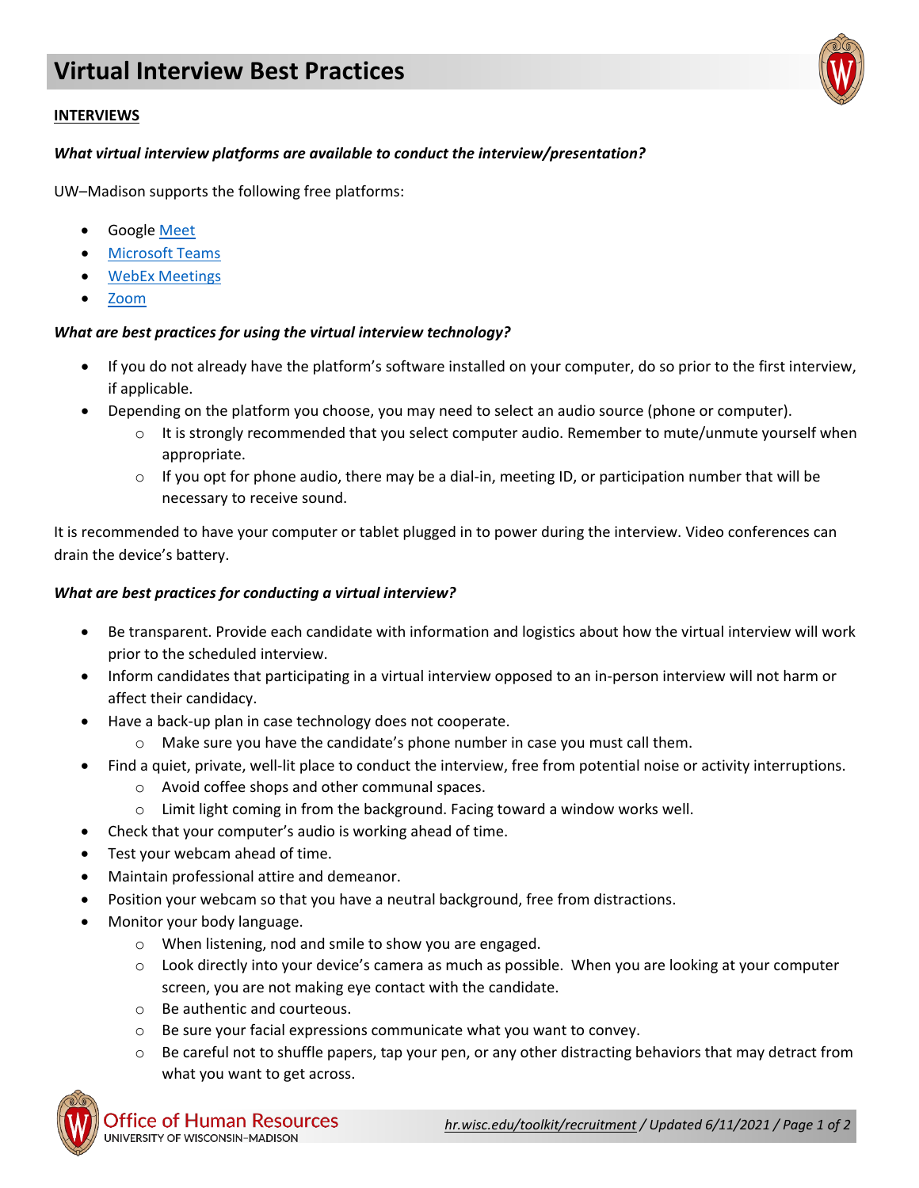# Virtual Interview Best Practices

**INTERVIEWS**

***What virtual interview platforms are available to conduct the interview/presentation?***

UW–Madison supports the following free platforms:

- Google Meet
- Microsoft Teams
- WebEx Meetings
- Zoom

***What are best practices for using the virtual interview technology?***

- If you do not already have the platform's software installed on your computer, do so prior to the first interview, if applicable.
- Depending on the platform you choose, you may need to select an audio source (phone or computer).
  - It is strongly recommended that you select computer audio. Remember to mute/unmute yourself when appropriate.
  - If you opt for phone audio, there may be a dial-in, meeting ID, or participation number that will be necessary to receive sound.

It is recommended to have your computer or tablet plugged in to power during the interview. Video conferences can drain the device's battery.

***What are best practices for conducting a virtual interview?***

- Be transparent. Provide each candidate with information and logistics about how the virtual interview will work prior to the scheduled interview.
- Inform candidates that participating in a virtual interview opposed to an in-person interview will not harm or affect their candidacy.
- Have a back-up plan in case technology does not cooperate.
  - Make sure you have the candidate's phone number in case you must call them.
- Find a quiet, private, well-lit place to conduct the interview, free from potential noise or activity interruptions.
  - Avoid coffee shops and other communal spaces.
  - Limit light coming in from the background. Facing toward a window works well.
- Check that your computer's audio is working ahead of time.
- Test your webcam ahead of time.
- Maintain professional attire and demeanor.
- Position your webcam so that you have a neutral background, free from distractions.
- Monitor your body language.
  - When listening, nod and smile to show you are engaged.
  - Look directly into your device's camera as much as possible. When you are looking at your computer screen, you are not making eye contact with the candidate.
  - Be authentic and courteous.
  - Be sure your facial expressions communicate what you want to convey.
  - Be careful not to shuffle papers, tap your pen, or any other distracting behaviors that may detract from what you want to get across.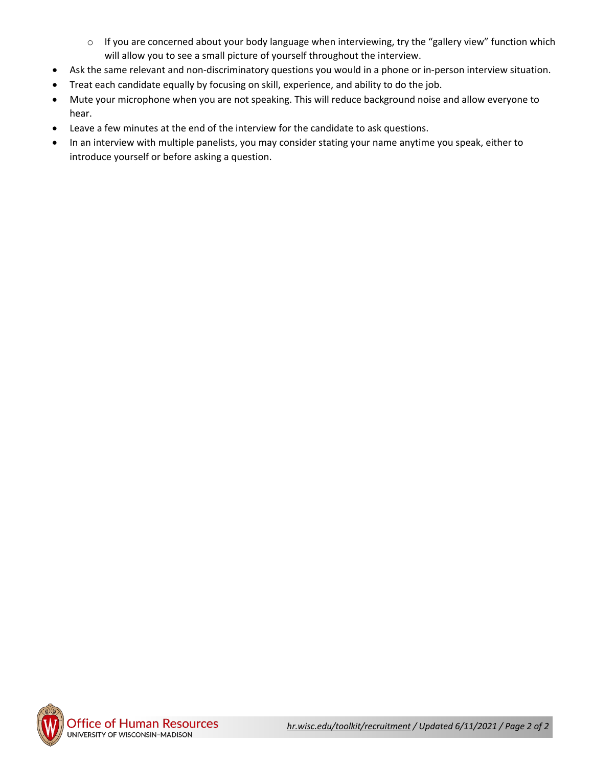- If you are concerned about your body language when interviewing, try the "gallery view" function which will allow you to see a small picture of yourself throughout the interview.
- Ask the same relevant and non-discriminatory questions you would in a phone or in-person interview situation.
- Treat each candidate equally by focusing on skill, experience, and ability to do the job.
- Mute your microphone when you are not speaking. This will reduce background noise and allow everyone to hear.
- Leave a few minutes at the end of the interview for the candidate to ask questions.
- In an interview with multiple panelists, you may consider stating your name anytime you speak, either to introduce yourself or before asking a question.